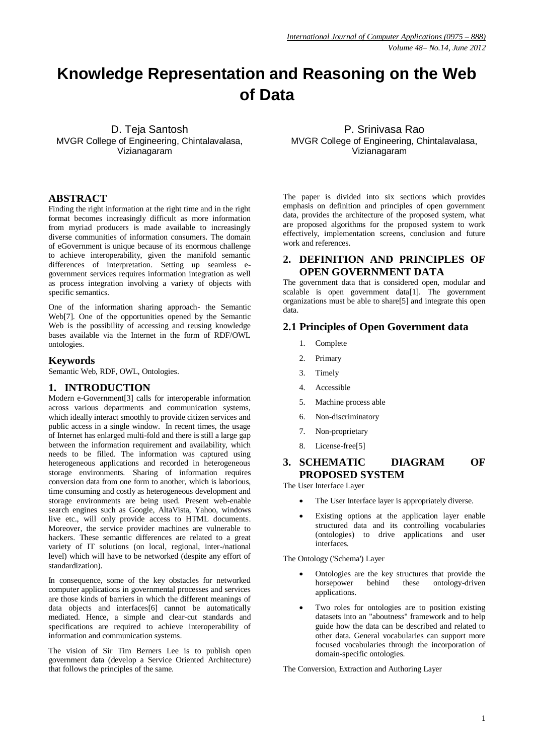# Knowledge Representation and Reasoning on the Web of Data

D. Teja Santosh
MVGR College of Engineering, Chintalavalasa, Vizianagaram

P. Srinivasa Rao
MVGR College of Engineering, Chintalavalasa, Vizianagaram

## ABSTRACT

Finding the right information at the right time and in the right format becomes increasingly difficult as more information from myriad producers is made available to increasingly diverse communities of information consumers. The domain of eGovernment is unique because of its enormous challenge to achieve interoperability, given the manifold semantic differences of interpretation. Setting up seamless e-government services requires information integration as well as process integration involving a variety of objects with specific semantics.

One of the information sharing approach- the Semantic Web[7]. One of the opportunities opened by the Semantic Web is the possibility of accessing and reusing knowledge bases available via the Internet in the form of RDF/OWL ontologies.

## Keywords

Semantic Web, RDF, OWL, Ontologies.

## 1. INTRODUCTION

Modern e-Government[3] calls for interoperable information across various departments and communication systems, which ideally interact smoothly to provide citizen services and public access in a single window. In recent times, the usage of Internet has enlarged multi-fold and there is still a large gap between the information requirement and availability, which needs to be filled. The information was captured using heterogeneous applications and recorded in heterogeneous storage environments. Sharing of information requires conversion data from one form to another, which is laborious, time consuming and costly as heterogeneous development and storage environments are being used. Present web-enable search engines such as Google, AltaVista, Yahoo, windows live etc., will only provide access to HTML documents. Moreover, the service provider machines are vulnerable to hackers. These semantic differences are related to a great variety of IT solutions (on local, regional, inter-/national level) which will have to be networked (despite any effort of standardization).

In consequence, some of the key obstacles for networked computer applications in governmental processes and services are those kinds of barriers in which the different meanings of data objects and interfaces[6] cannot be automatically mediated. Hence, a simple and clear-cut standards and specifications are required to achieve interoperability of information and communication systems.

The vision of Sir Tim Berners Lee is to publish open government data (develop a Service Oriented Architecture) that follows the principles of the same.

The paper is divided into six sections which provides emphasis on definition and principles of open government data, provides the architecture of the proposed system, what are proposed algorithms for the proposed system to work effectively, implementation screens, conclusion and future work and references.

## 2. DEFINITION AND PRINCIPLES OF OPEN GOVERNMENT DATA

The government data that is considered open, modular and scalable is open government data[1]. The government organizations must be able to share[5] and integrate this open data.

### 2.1 Principles of Open Government data

1. Complete
2. Primary
3. Timely
4. Accessible
5. Machine process able
6. Non-discriminatory
7. Non-proprietary
8. License-free[5]

## 3. SCHEMATIC DIAGRAM OF PROPOSED SYSTEM

The User Interface Layer

- The User Interface layer is appropriately diverse.
- Existing options at the application layer enable structured data and its controlling vocabularies (ontologies) to drive applications and user interfaces.

The Ontology ('Schema') Layer

- Ontologies are the key structures that provide the horsepower behind these ontology-driven applications.
- Two roles for ontologies are to position existing datasets into an "aboutness" framework and to help guide how the data can be described and related to other data. General vocabularies can support more focused vocabularies through the incorporation of domain-specific ontologies.

The Conversion, Extraction and Authoring Layer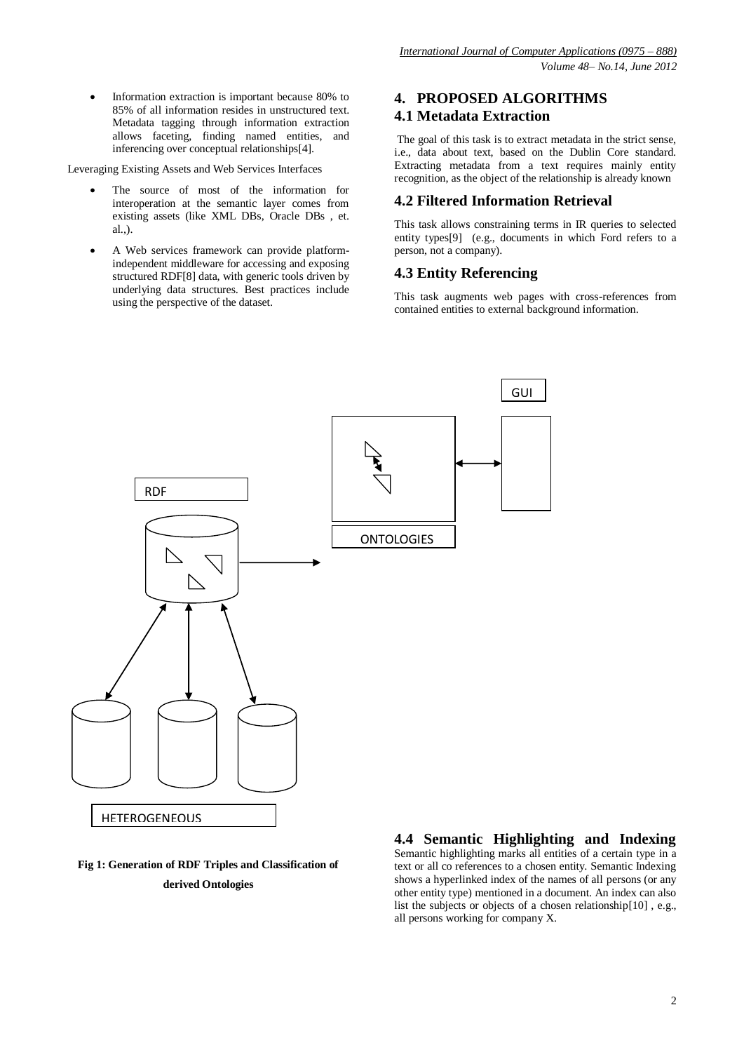- Information extraction is important because 80% to 85% of all information resides in unstructured text. Metadata tagging through information extraction allows faceting, finding named entities, and inferencing over conceptual relationships[4].

Leveraging Existing Assets and Web Services Interfaces

- The source of most of the information for interoperation at the semantic layer comes from existing assets (like XML DBs, Oracle DBs , et. al.,).
- A Web services framework can provide platform-independent middleware for accessing and exposing structured RDF[8] data, with generic tools driven by underlying data structures. Best practices include using the perspective of the dataset.

# 4. PROPOSED ALGORITHMS

## 4.1 Metadata Extraction

The goal of this task is to extract metadata in the strict sense, i.e., data about text, based on the Dublin Core standard. Extracting metadata from a text requires mainly entity recognition, as the object of the relationship is already known

## 4.2 Filtered Information Retrieval

This task allows constraining terms in IR queries to selected entity types[9] (e.g., documents in which Ford refers to a person, not a company).

## 4.3 Entity Referencing

This task augments web pages with cross-references from contained entities to external background information.

GUI

RDF

ONTOLOGIES

HETEROGENEOUS

**Fig 1: Generation of RDF Triples and Classification of derived Ontologies**

## 4.4 Semantic Highlighting and Indexing

Semantic highlighting marks all entities of a certain type in a text or all co references to a chosen entity. Semantic Indexing shows a hyperlinked index of the names of all persons (or any other entity type) mentioned in a document. An index can also list the subjects or objects of a chosen relationship[10] , e.g., all persons working for company X.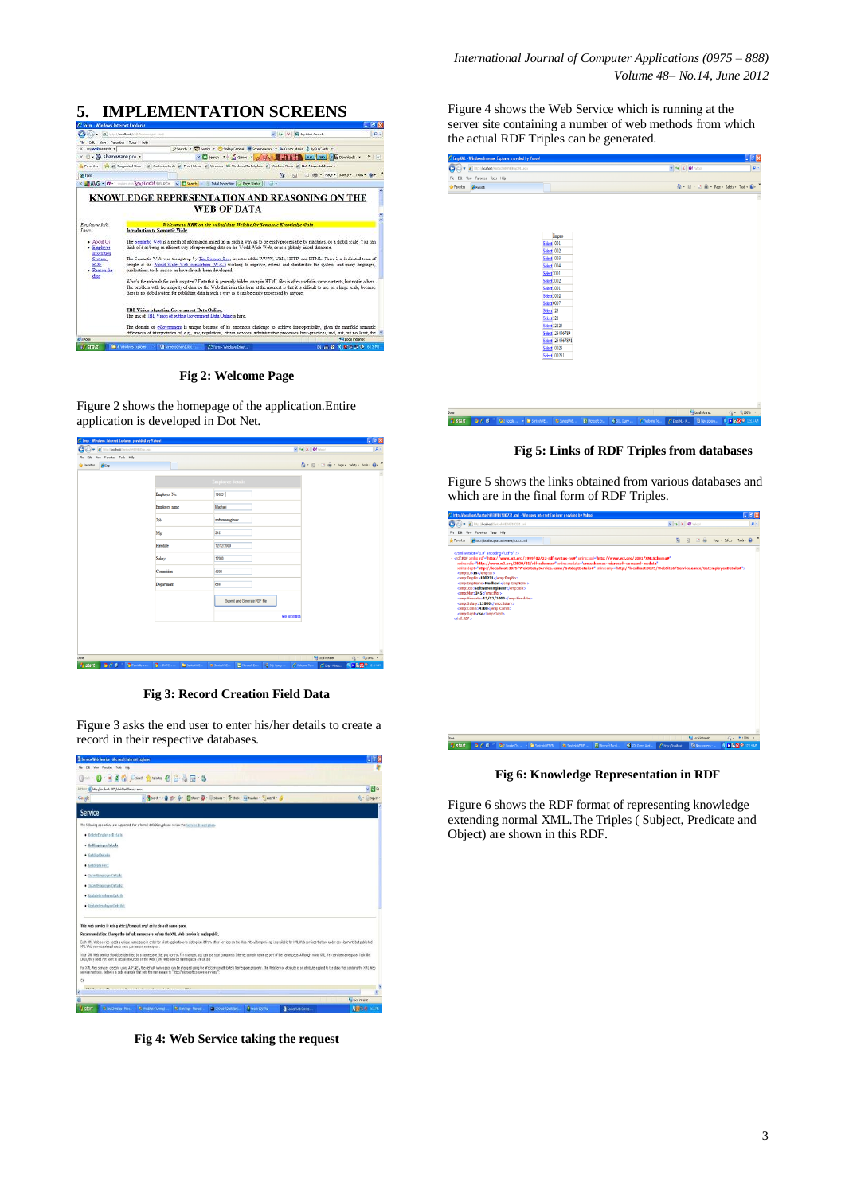## 5. IMPLEMENTATION SCREENS

**Fig 2: Welcome Page**

Figure 2 shows the homepage of the application.Entire application is developed in Dot Net.

**Fig 3: Record Creation Field Data**

Figure 3 asks the end user to enter his/her details to create a record in their respective databases.

**Fig 4: Web Service taking the request**

Figure 4 shows the Web Service which is running at the server site containing a number of web methods from which the actual RDF Triples can be generated.

**Fig 5: Links of RDF Triples from databases**

Figure 5 shows the links obtained from various databases and which are in the final form of RDF Triples.

**Fig 6: Knowledge Representation in RDF**

Figure 6 shows the RDF format of representing knowledge extending normal XML.The Triples ( Subject, Predicate and Object) are shown in this RDF.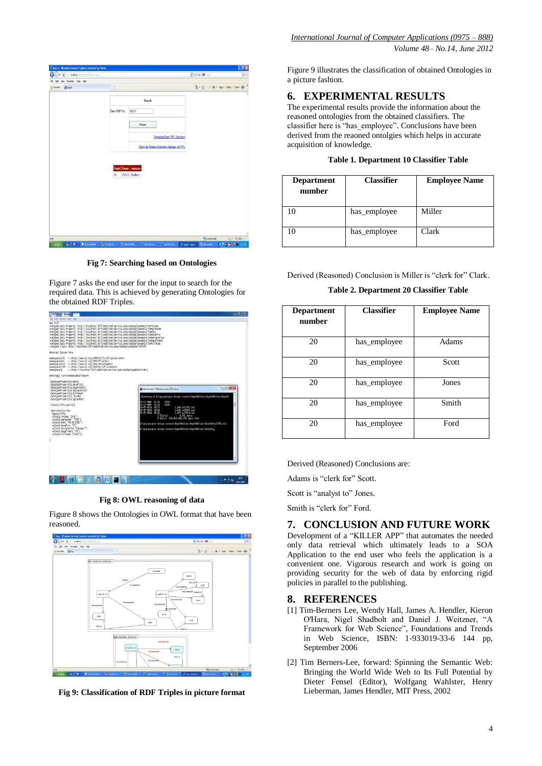Fig 7: Searching based on Ontologies

Figure 7 asks the end user for the input to search for the required data. This is achieved by generating Ontologies for the obtained RDF Triples.

Fig 8: OWL reasoning of data

Figure 8 shows the Ontologies in OWL format that have been reasoned.

Fig 9: Classification of RDF Triples in picture format

Figure 9 illustrates the classification of obtained Ontologies in a picture fashion.

## 6. EXPERIMENTAL RESULTS

The experimental results provide the information about the reasoned ontologies from the obtained classifiers. The classifier here is "has_employee". Conclusions have been derived from the reaoned ontolgies which helps in accurate acquisition of knowledge.

**Table 1. Department 10 Classifier Table**

| Department number | Classifier | Employee Name |
|---|---|---|
| 10 | has_employee | Miller |
| 10 | has_employee | Clark |

Derived (Reasoned) Conclusion is Miller is "clerk for" Clark.

**Table 2. Department 20 Classifier Table**

| Department number | Classifier | Employee Name |
|---|---|---|
| 20 | has_employee | Adams |
| 20 | has_employee | Scott |
| 20 | has_employee | Jones |
| 20 | has_employee | Smith |
| 20 | has_employee | Ford |

Derived (Reasoned) Conclusions are:

Adams is "clerk for" Scott.

Scott is "analyst to" Jones.

Smith is "clerk for" Ford.

## 7. CONCLUSION AND FUTURE WORK

Development of a "KILLER APP" that automates the needed only data retrieval which ultimately leads to a SOA Application to the end user who feels the application is a convenient one. Vigorous research and work is going on providing security for the web of data by enforcing rigid policies in parallel to the publishing.

## 8. REFERENCES

[1] Tim-Berners Lee, Wendy Hall, James A. Hendler, Kieron O'Hara, Nigel Shadbolt and Daniel J. Weitzner, "A Framework for Web Science", Foundations and Trends in Web Science, ISBN: 1-933019-33-6 144 pp, September 2006

[2] Tim Berners-Lee, forward: Spinning the Semantic Web: Bringing the World Wide Web to Its Full Potential by Dieter Fensel (Editor), Wolfgang Wahlster, Henry Lieberman, James Hendler, MIT Press, 2002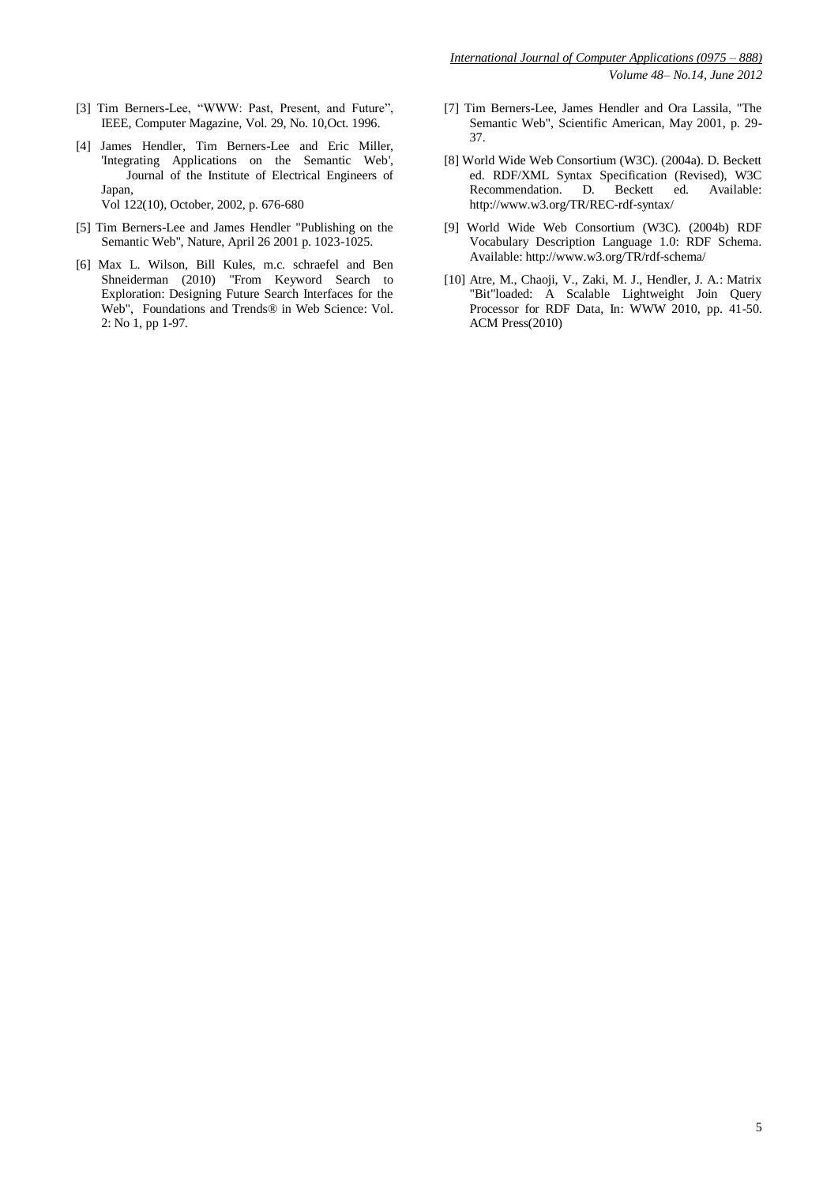[3] Tim Berners-Lee, "WWW: Past, Present, and Future", IEEE, Computer Magazine, Vol. 29, No. 10,Oct. 1996.

[4] James Hendler, Tim Berners-Lee and Eric Miller, 'Integrating Applications on the Semantic Web', Journal of the Institute of Electrical Engineers of Japan,
Vol 122(10), October, 2002, p. 676-680

[5] Tim Berners-Lee and James Hendler "Publishing on the Semantic Web", Nature, April 26 2001 p. 1023-1025.

[6] Max L. Wilson, Bill Kules, m.c. schraefel and Ben Shneiderman (2010) "From Keyword Search to Exploration: Designing Future Search Interfaces for the Web", Foundations and Trends® in Web Science: Vol. 2: No 1, pp 1-97.

[7] Tim Berners-Lee, James Hendler and Ora Lassila, "The Semantic Web", Scientific American, May 2001, p. 29-37.

[8] World Wide Web Consortium (W3C). (2004a). D. Beckett ed. RDF/XML Syntax Specification (Revised), W3C Recommendation. D. Beckett ed. Available: http://www.w3.org/TR/REC-rdf-syntax/

[9] World Wide Web Consortium (W3C). (2004b) RDF Vocabulary Description Language 1.0: RDF Schema. Available: http://www.w3.org/TR/rdf-schema/

[10] Atre, M., Chaoji, V., Zaki, M. J., Hendler, J. A.: Matrix "Bit"loaded: A Scalable Lightweight Join Query Processor for RDF Data, In: WWW 2010, pp. 41-50. ACM Press(2010)